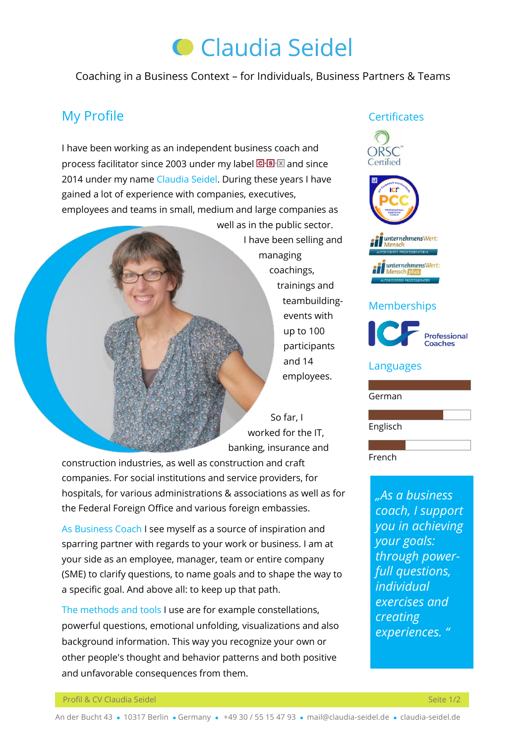# Claudia Seidel

Coaching in a Business Context – for Individuals, Business Partners & Teams

## My Profile

I have been working as an independent business coach and process facilitator since 2003 under my label C-S-X and since 2014 under my name Claudia Seidel. During these years I have gained a lot of experience with companies, executives, employees and teams in small, medium and large companies as well as in the public sector. I have been selling and managing coachings, trainings and teambuilding-events with up to 100 participants and 14 employees.

So far, I worked for the IT, banking, insurance and construction industries, as well as construction and craft companies. For social institutions and service providers, for hospitals, for various administrations & associations as well as for the Federal Foreign Office and various foreign embassies.

As Business Coach I see myself as a source of inspiration and sparring partner with regards to your work or business. I am at your side as an employee, manager, team or entire company (SME) to clarify questions, to name goals and to shape the way to a specific goal. And above all: to keep up that path.

The methods and tools I use are for example constellations, powerful questions, emotional unfolding, visualizations and also background information. This way you recognize your own or other people's thought and behavior patterns and both positive and unfavorable consequences from them.

## Certificates

- ORSC Certified
- ICF PCC – Professional Certified Coach
- unternehmensWert: Mensch – Autorisierte Prozessberaterin
- unternehmensWert: Mensch plus – Autorisierter Prozessberater

## Memberships

- ICF Professional Coaches

## Languages

- German
- Englisch
- French

*„As a business coach, I support you in achieving your goals: through power-full questions, individual exercises and creating experiences. “*

An der Bucht 43 • 10317 Berlin • Germany • +49 30 / 55 15 47 93 • mail@claudia-seidel.de • claudia-seidel.de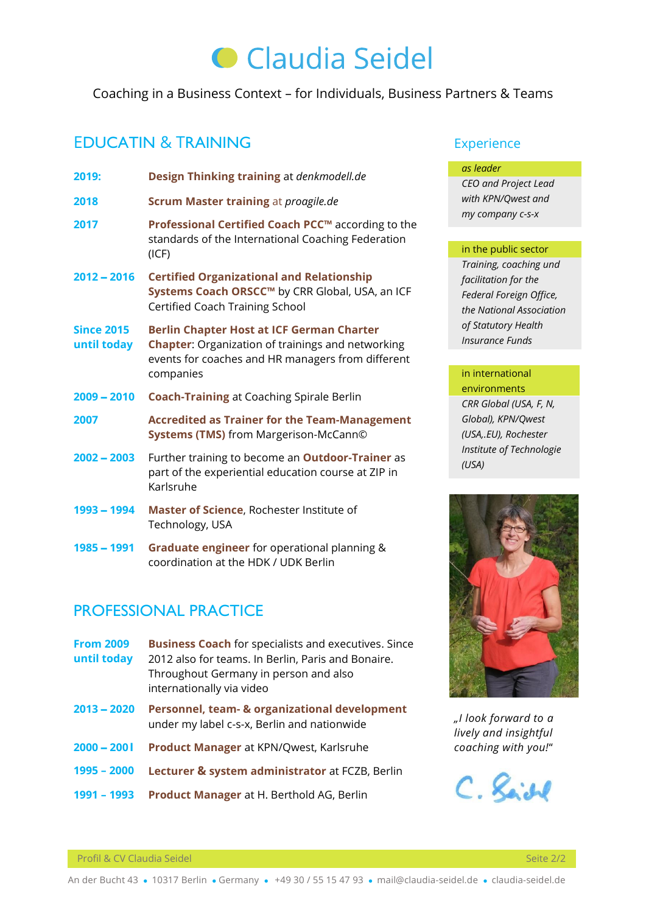# Claudia Seidel

Coaching in a Business Context – for Individuals, Business Partners & Teams

## EDUCATIN & TRAINING

| | |
|---|---|
| **2019:** | **Design Thinking training** at *denkmodell.de* |
| **2018** | **Scrum Master training** at *proagile.de* |
| **2017** | **Professional Certified Coach PCC™** according to the standards of the International Coaching Federation (ICF) |
| **2012 – 2016** | **Certified Organizational and Relationship Systems Coach ORSCC™** by CRR Global, USA, an ICF Certified Coach Training School |
| **Since 2015 until today** | **Berlin Chapter Host at ICF German Charter Chapter**: Organization of trainings and networking events for coaches and HR managers from different companies |
| **2009 – 2010** | **Coach-Training** at Coaching Spirale Berlin |
| **2007** | **Accredited as Trainer for the Team-Management Systems (TMS)** from Margerison-McCann© |
| **2002 – 2003** | Further training to become an **Outdoor-Trainer** as part of the experiential education course at ZIP in Karlsruhe |
| **1993 – 1994** | **Master of Science**, Rochester Institute of Technology, USA |
| **1985 – 1991** | **Graduate engineer** for operational planning & coordination at the HDK / UDK Berlin |

## PROFESSIONAL PRACTICE

| | |
|---|---|
| **From 2009 until today** | **Business Coach** for specialists and executives. Since 2012 also for teams. In Berlin, Paris and Bonaire. Throughout Germany in person and also internationally via video |
| **2013 – 2020** | **Personnel, team- & organizational development** under my label c-s-x, Berlin and nationwide |
| **2000 – 2001** | **Product Manager** at KPN/Qwest, Karlsruhe |
| **1995 – 2000** | **Lecturer & system administrator** at FCZB, Berlin |
| **1991 – 1993** | **Product Manager** at H. Berthold AG, Berlin |

## Experience

*as leader*

*CEO and Project Lead with KPN/Qwest and my company c-s-x*

in the public sector

*Training, coaching und facilitation for the Federal Foreign Office, the National Association of Statutory Health Insurance Funds*

in international environments

*CRR Global (USA, F, N, Global), KPN/Qwest (USA,.EU), Rochester Institute of Technologie (USA)*

*„I look forward to a lively and insightful coaching with you!"*

C. Seidel

Profil & CV Claudia Seidel

An der Bucht 43 • 10317 Berlin • Germany • +49 30 / 55 15 47 93 • mail@claudia-seidel.de • claudia-seidel.de